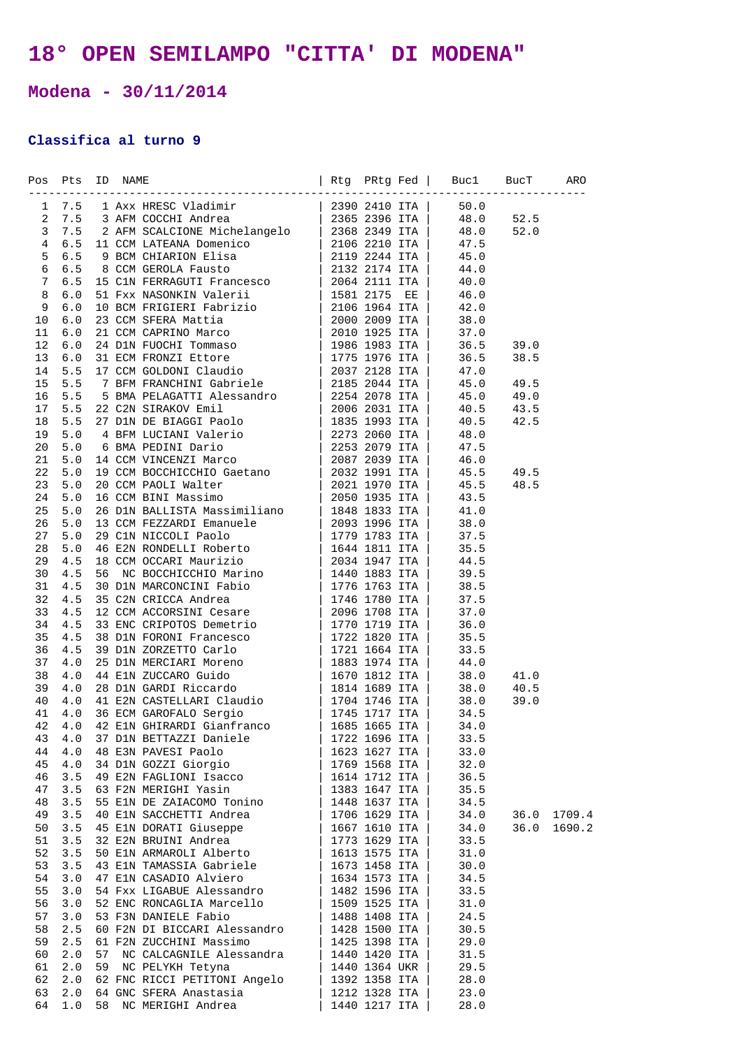# 18° OPEN SEMILAMPO "CITTA' DI MODENA"

## Modena - 30/11/2014

### Classifica al turno 9

| Pos | Pts | ID | NAME | Rtg | PRtg | Fed | Buc1 | BucT | ARO |
|---|---|---|---|---|---|---|---|---|---|
| 1 | 7.5 | 1 | Axx HRESC Vladimir | 2390 | 2410 | ITA | 50.0 | | |
| 2 | 7.5 | 3 | AFM COCCHI Andrea | 2365 | 2396 | ITA | 48.0 | 52.5 | |
| 3 | 7.5 | 2 | AFM SCALCIONE Michelangelo | 2368 | 2349 | ITA | 48.0 | 52.0 | |
| 4 | 6.5 | 11 | CCM LATEANA Domenico | 2106 | 2210 | ITA | 47.5 | | |
| 5 | 6.5 | 9 | BCM CHIARION Elisa | 2119 | 2244 | ITA | 45.0 | | |
| 6 | 6.5 | 8 | CCM GEROLA Fausto | 2132 | 2174 | ITA | 44.0 | | |
| 7 | 6.5 | 15 | C1N FERRAGUTI Francesco | 2064 | 2111 | ITA | 40.0 | | |
| 8 | 6.0 | 51 | Fxx NASONKIN Valerii | 1581 | 2175 | EE | 46.0 | | |
| 9 | 6.0 | 10 | BCM FRIGIERI Fabrizio | 2106 | 1964 | ITA | 42.0 | | |
| 10 | 6.0 | 23 | CCM SFERA Mattia | 2000 | 2009 | ITA | 38.0 | | |
| 11 | 6.0 | 21 | CCM CAPRINO Marco | 2010 | 1925 | ITA | 37.0 | | |
| 12 | 6.0 | 24 | D1N FUOCHI Tommaso | 1986 | 1983 | ITA | 36.5 | 39.0 | |
| 13 | 6.0 | 31 | ECM FRONZI Ettore | 1775 | 1976 | ITA | 36.5 | 38.5 | |
| 14 | 5.5 | 17 | CCM GOLDONI Claudio | 2037 | 2128 | ITA | 47.0 | | |
| 15 | 5.5 | 7 | BFM FRANCHINI Gabriele | 2185 | 2044 | ITA | 45.0 | 49.5 | |
| 16 | 5.5 | 5 | BMA PELAGATTI Alessandro | 2254 | 2078 | ITA | 45.0 | 49.0 | |
| 17 | 5.5 | 22 | C2N SIRAKOV Emil | 2006 | 2031 | ITA | 40.5 | 43.5 | |
| 18 | 5.5 | 27 | D1N DE BIAGGI Paolo | 1835 | 1993 | ITA | 40.5 | 42.5 | |
| 19 | 5.0 | 4 | BFM LUCIANI Valerio | 2273 | 2060 | ITA | 48.0 | | |
| 20 | 5.0 | 6 | BMA PEDINI Dario | 2253 | 2079 | ITA | 47.5 | | |
| 21 | 5.0 | 14 | CCM VINCENZI Marco | 2087 | 2039 | ITA | 46.0 | | |
| 22 | 5.0 | 19 | CCM BOCCHICCHIO Gaetano | 2032 | 1991 | ITA | 45.5 | 49.5 | |
| 23 | 5.0 | 20 | CCM PAOLI Walter | 2021 | 1970 | ITA | 45.5 | 48.5 | |
| 24 | 5.0 | 16 | CCM BINI Massimo | 2050 | 1935 | ITA | 43.5 | | |
| 25 | 5.0 | 26 | D1N BALLISTA Massimiliano | 1848 | 1833 | ITA | 41.0 | | |
| 26 | 5.0 | 13 | CCM FEZZARDI Emanuele | 2093 | 1996 | ITA | 38.0 | | |
| 27 | 5.0 | 29 | C1N NICCOLI Paolo | 1779 | 1783 | ITA | 37.5 | | |
| 28 | 5.0 | 46 | E2N RONDELLI Roberto | 1644 | 1811 | ITA | 35.5 | | |
| 29 | 4.5 | 18 | CCM OCCARI Maurizio | 2034 | 1947 | ITA | 44.5 | | |
| 30 | 4.5 | 56 | NC BOCCHICCHIO Marino | 1440 | 1883 | ITA | 39.5 | | |
| 31 | 4.5 | 30 | D1N MARCONCINI Fabio | 1776 | 1763 | ITA | 38.5 | | |
| 32 | 4.5 | 35 | C2N CRICCA Andrea | 1746 | 1780 | ITA | 37.5 | | |
| 33 | 4.5 | 12 | CCM ACCORSINI Cesare | 2096 | 1708 | ITA | 37.0 | | |
| 34 | 4.5 | 33 | ENC CRIPOTOS Demetrio | 1770 | 1719 | ITA | 36.0 | | |
| 35 | 4.5 | 38 | D1N FORONI Francesco | 1722 | 1820 | ITA | 35.5 | | |
| 36 | 4.5 | 39 | D1N ZORZETTO Carlo | 1721 | 1664 | ITA | 33.5 | | |
| 37 | 4.0 | 25 | D1N MERCIARI Moreno | 1883 | 1974 | ITA | 44.0 | | |
| 38 | 4.0 | 44 | E1N ZUCCARO Guido | 1670 | 1812 | ITA | 38.0 | 41.0 | |
| 39 | 4.0 | 28 | D1N GARDI Riccardo | 1814 | 1689 | ITA | 38.0 | 40.5 | |
| 40 | 4.0 | 41 | E2N CASTELLARI Claudio | 1704 | 1746 | ITA | 38.0 | 39.0 | |
| 41 | 4.0 | 36 | ECM GAROFALO Sergio | 1745 | 1717 | ITA | 34.5 | | |
| 42 | 4.0 | 42 | E1N GHIRARDI Gianfranco | 1685 | 1665 | ITA | 34.0 | | |
| 43 | 4.0 | 37 | D1N BETTAZZI Daniele | 1722 | 1696 | ITA | 33.5 | | |
| 44 | 4.0 | 48 | E3N PAVESI Paolo | 1623 | 1627 | ITA | 33.0 | | |
| 45 | 4.0 | 34 | D1N GOZZI Giorgio | 1769 | 1568 | ITA | 32.0 | | |
| 46 | 3.5 | 49 | E2N FAGLIONI Isacco | 1614 | 1712 | ITA | 36.5 | | |
| 47 | 3.5 | 63 | F2N MERIGHI Yasin | 1383 | 1647 | ITA | 35.5 | | |
| 48 | 3.5 | 55 | E1N DE ZAIACOMO Tonino | 1448 | 1637 | ITA | 34.5 | | |
| 49 | 3.5 | 40 | E1N SACCHETTI Andrea | 1706 | 1629 | ITA | 34.0 | 36.0 | 1709.4 |
| 50 | 3.5 | 45 | E1N DORATI Giuseppe | 1667 | 1610 | ITA | 34.0 | 36.0 | 1690.2 |
| 51 | 3.5 | 32 | E2N BRUINI Andrea | 1773 | 1629 | ITA | 33.5 | | |
| 52 | 3.5 | 50 | E1N ARMAROLI Alberto | 1613 | 1575 | ITA | 31.0 | | |
| 53 | 3.5 | 43 | E1N TAMASSIA Gabriele | 1673 | 1458 | ITA | 30.0 | | |
| 54 | 3.0 | 47 | E1N CASADIO Alviero | 1634 | 1573 | ITA | 34.5 | | |
| 55 | 3.0 | 54 | Fxx LIGABUE Alessandro | 1482 | 1596 | ITA | 33.5 | | |
| 56 | 3.0 | 52 | ENC RONCAGLIA Marcello | 1509 | 1525 | ITA | 31.0 | | |
| 57 | 3.0 | 53 | F3N DANIELE Fabio | 1488 | 1408 | ITA | 24.5 | | |
| 58 | 2.5 | 60 | F2N DI BICCARI Alessandro | 1428 | 1500 | ITA | 30.5 | | |
| 59 | 2.5 | 61 | F2N ZUCCHINI Massimo | 1425 | 1398 | ITA | 29.0 | | |
| 60 | 2.0 | 57 | NC CALCAGNILE Alessandra | 1440 | 1420 | ITA | 31.5 | | |
| 61 | 2.0 | 59 | NC PELYKH Tetyna | 1440 | 1364 | UKR | 29.5 | | |
| 62 | 2.0 | 62 | FNC RICCI PETITONI Angelo | 1392 | 1358 | ITA | 28.0 | | |
| 63 | 2.0 | 64 | GNC SFERA Anastasia | 1212 | 1328 | ITA | 23.0 | | |
| 64 | 1.0 | 58 | NC MERIGHI Andrea | 1440 | 1217 | ITA | 28.0 | | |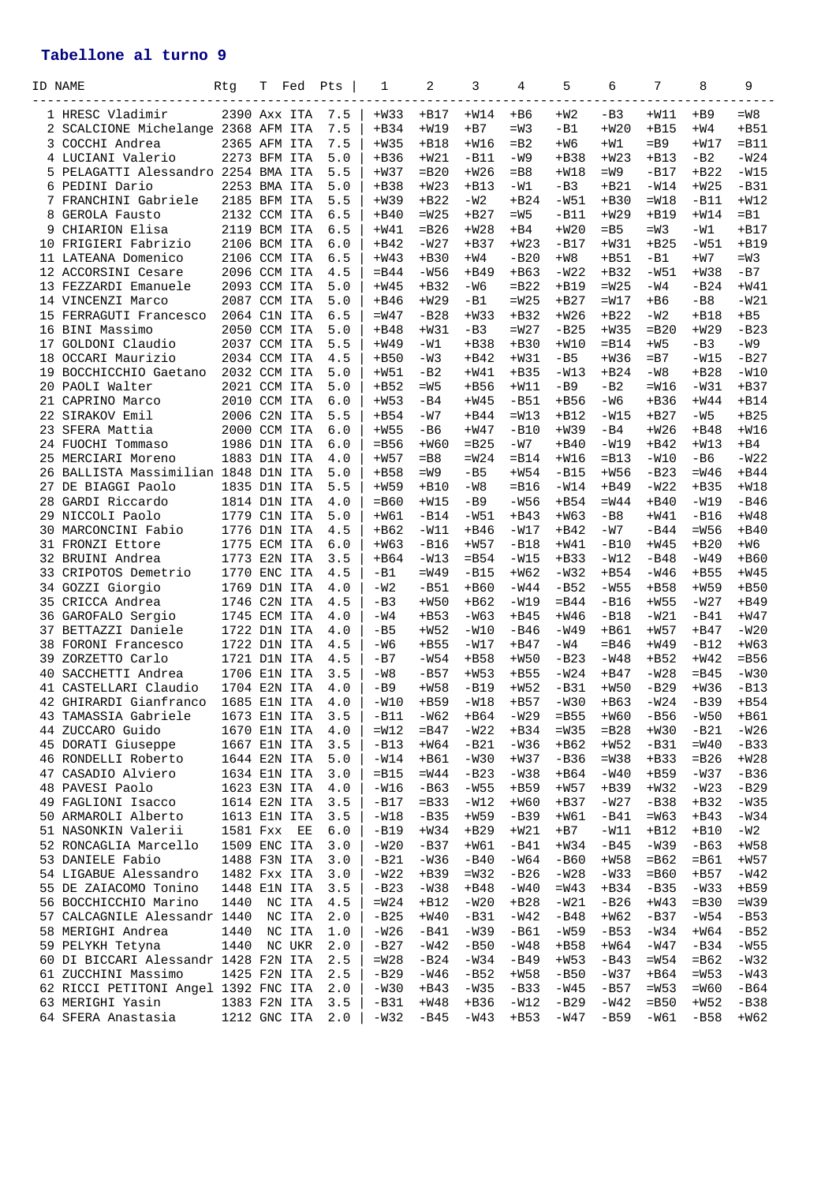**Tabellone al turno 9**

| ID | NAME | Rtg | T | Fed | Pts | 1 | 2 | 3 | 4 | 5 | 6 | 7 | 8 | 9 |
|---|---|---|---|---|---|---|---|---|---|---|---|---|---|---|
| 1 | HRESC Vladimir | 2390 | Axx | ITA | 7.5 | +W33 | +B17 | +W14 | +B6 | +W2 | -B3 | +W11 | +B9 | =W8 |
| 2 | SCALCIONE Michelange | 2368 | AFM | ITA | 7.5 | +B34 | +W19 | +B7 | =W3 | -B1 | +W20 | +B15 | +W4 | +B51 |
| 3 | COCCHI Andrea | 2365 | AFM | ITA | 7.5 | +W35 | +B18 | +W16 | =B2 | +W6 | +W1 | =B9 | +W17 | =B11 |
| 4 | LUCIANI Valerio | 2273 | BFM | ITA | 5.0 | +B36 | +W21 | -B11 | -W9 | +B38 | +W23 | +B13 | -B2 | -W24 |
| 5 | PELAGATTI Alessandro | 2254 | BMA | ITA | 5.5 | +W37 | =B20 | +W26 | =B8 | +W18 | =W9 | -B17 | +B22 | -W15 |
| 6 | PEDINI Dario | 2253 | BMA | ITA | 5.0 | +B38 | +W23 | +B13 | -W1 | -B3 | +B21 | -W14 | +W25 | -B31 |
| 7 | FRANCHINI Gabriele | 2185 | BFM | ITA | 5.5 | +W39 | +B22 | -W2 | +B24 | -W51 | +B30 | =W18 | -B11 | +W12 |
| 8 | GEROLA Fausto | 2132 | CCM | ITA | 6.5 | +B40 | =W25 | +B27 | =W5 | -B11 | +W29 | +B19 | +W14 | =B1 |
| 9 | CHIARION Elisa | 2119 | BCM | ITA | 6.5 | +W41 | =B26 | +W28 | +B4 | +W20 | =B5 | =W3 | -W1 | +B17 |
| 10 | FRIGIERI Fabrizio | 2106 | BCM | ITA | 6.0 | +B42 | -W27 | +B37 | +W23 | -B17 | +W31 | +B25 | -W51 | +B19 |
| 11 | LATEANA Domenico | 2106 | CCM | ITA | 6.5 | +W43 | +B30 | +W4 | -B20 | +W8 | +B51 | -B1 | +W7 | =W3 |
| 12 | ACCORSINI Cesare | 2096 | CCM | ITA | 4.5 | =B44 | -W56 | +B49 | +B63 | -W22 | +B32 | -W51 | +W38 | -B7 |
| 13 | FEZZARDI Emanuele | 2093 | CCM | ITA | 5.0 | +W45 | +B32 | -W6 | =B22 | +B19 | =W25 | -W4 | -B24 | +W41 |
| 14 | VINCENZI Marco | 2087 | CCM | ITA | 5.0 | +B46 | +W29 | -B1 | =W25 | +B27 | =W17 | +B6 | -B8 | -W21 |
| 15 | FERRAGUTI Francesco | 2064 | C1N | ITA | 6.5 | =W47 | -B28 | +W33 | +B32 | +W26 | +B22 | -W2 | +B18 | +B5 |
| 16 | BINI Massimo | 2050 | CCM | ITA | 5.0 | +B48 | +W31 | -B3 | =W27 | -B25 | +W35 | =B20 | +W29 | -B23 |
| 17 | GOLDONI Claudio | 2037 | CCM | ITA | 5.5 | +W49 | -W1 | +B38 | +B30 | +W10 | =B14 | +W5 | -B3 | -W9 |
| 18 | OCCARI Maurizio | 2034 | CCM | ITA | 4.5 | +B50 | -W3 | +B42 | +W31 | -B5 | +W36 | =B7 | -W15 | -B27 |
| 19 | BOCCHICCHIO Gaetano | 2032 | CCM | ITA | 5.0 | +W51 | -B2 | +W41 | +B35 | -W13 | +B24 | -W8 | +B28 | -W10 |
| 20 | PAOLI Walter | 2021 | CCM | ITA | 5.0 | +B52 | =W5 | +B56 | +W11 | -B9 | -B2 | =W16 | -W31 | +B37 |
| 21 | CAPRINO Marco | 2010 | CCM | ITA | 6.0 | +W53 | -B4 | +W45 | -B51 | +B56 | -W6 | +B36 | +W44 | +B14 |
| 22 | SIRAKOV Emil | 2006 | C2N | ITA | 5.5 | +B54 | -W7 | +B44 | =W13 | +B12 | -W15 | +B27 | -W5 | +B25 |
| 23 | SFERA Mattia | 2000 | CCM | ITA | 6.0 | +W55 | -B6 | +W47 | -B10 | +W39 | -B4 | +W26 | +B48 | +W16 |
| 24 | FUOCHI Tommaso | 1986 | D1N | ITA | 6.0 | =B56 | +W60 | =B25 | -W7 | +B40 | -W19 | +B42 | +W13 | +B4 |
| 25 | MERCIARI Moreno | 1883 | D1N | ITA | 4.0 | +W57 | =B8 | =W24 | =B14 | +W16 | =B13 | -W10 | -B6 | -W22 |
| 26 | BALLISTA Massimilian | 1848 | D1N | ITA | 5.0 | +B58 | =W9 | -B5 | +W54 | -B15 | +W56 | -B23 | =W46 | +B44 |
| 27 | DE BIAGGI Paolo | 1835 | D1N | ITA | 5.5 | +W59 | +B10 | -W8 | =B16 | -W14 | +B49 | -W22 | +B35 | +W18 |
| 28 | GARDI Riccardo | 1814 | D1N | ITA | 4.0 | =B60 | +W15 | -B9 | -W56 | +B54 | =W44 | +B40 | -W19 | -B46 |
| 29 | NICCOLI Paolo | 1779 | C1N | ITA | 5.0 | +W61 | -B14 | -W51 | +B43 | +W63 | -B8 | +W41 | -B16 | +W48 |
| 30 | MARCONCINI Fabio | 1776 | D1N | ITA | 4.5 | +B62 | -W11 | +B46 | -W17 | +B42 | -W7 | -B44 | =W56 | +B40 |
| 31 | FRONZI Ettore | 1775 | ECM | ITA | 6.0 | +W63 | -B16 | +W57 | -B18 | +W41 | -B10 | +W45 | +B20 | +W6 |
| 32 | BRUINI Andrea | 1773 | E2N | ITA | 3.5 | +B64 | -W13 | =B54 | -W15 | +B33 | -W12 | -B48 | -W49 | +B60 |
| 33 | CRIPOTOS Demetrio | 1770 | ENC | ITA | 4.5 | -B1 | =W49 | -B15 | +W62 | -W32 | +B54 | -W46 | +B55 | +W45 |
| 34 | GOZZI Giorgio | 1769 | D1N | ITA | 4.0 | -W2 | -B51 | +B60 | -W44 | -B52 | -W55 | +B58 | +W59 | +B50 |
| 35 | CRICCA Andrea | 1746 | C2N | ITA | 4.5 | -B3 | +W50 | +B62 | -W19 | =B44 | -B16 | +W55 | -W27 | +B49 |
| 36 | GAROFALO Sergio | 1745 | ECM | ITA | 4.0 | -W4 | +B53 | -W63 | +B45 | +W46 | -B18 | -W21 | -B41 | +W47 |
| 37 | BETTAZZI Daniele | 1722 | D1N | ITA | 4.0 | -B5 | +W52 | -W10 | -B46 | -W49 | +B61 | +W57 | +B47 | -W20 |
| 38 | FORONI Francesco | 1722 | D1N | ITA | 4.5 | -W6 | +B55 | -W17 | +B47 | -W4 | =B46 | +W49 | -B12 | +W63 |
| 39 | ZORZETTO Carlo | 1721 | D1N | ITA | 4.5 | -B7 | -W54 | +B58 | +W50 | -B23 | -W48 | +B52 | +W42 | =B56 |
| 40 | SACCHETTI Andrea | 1706 | E1N | ITA | 3.5 | -W8 | -B57 | +W53 | +B55 | -W24 | +B47 | -W28 | =B45 | -W30 |
| 41 | CASTELLARI Claudio | 1704 | E2N | ITA | 4.0 | -B9 | +W58 | -B19 | +B52 | -B31 | +W50 | -B29 | +W36 | -B13 |
| 42 | GHIRARDI Gianfranco | 1685 | E1N | ITA | 4.0 | -W10 | +B59 | -W18 | +B57 | -W30 | +B63 | -W24 | -B39 | +B54 |
| 43 | TAMASSIA Gabriele | 1673 | E1N | ITA | 3.5 | -B11 | -W62 | +B64 | -W29 | =B55 | +W60 | -B56 | -W50 | +B61 |
| 44 | ZUCCARO Guido | 1670 | E1N | ITA | 4.0 | =W12 | =B47 | -W22 | +B34 | =W35 | =B28 | +W30 | -B21 | -W26 |
| 45 | DORATI Giuseppe | 1667 | E1N | ITA | 3.5 | -B13 | +W64 | -B21 | -W36 | +B62 | +W52 | -B31 | =W40 | -B33 |
| 46 | RONDELLI Roberto | 1644 | E2N | ITA | 5.0 | -W14 | +B61 | -W30 | +W37 | -B36 | =W38 | +B33 | =B26 | +W28 |
| 47 | CASADIO Alviero | 1634 | E1N | ITA | 3.0 | =B15 | =W44 | -B23 | -W38 | +B64 | -W40 | +B59 | -W37 | -B36 |
| 48 | PAVESI Paolo | 1623 | E3N | ITA | 4.0 | -W16 | -B63 | -W55 | +B59 | +W57 | +B39 | +W32 | -W23 | -B29 |
| 49 | FAGLIONI Isacco | 1614 | E2N | ITA | 3.5 | -B17 | =B33 | -W12 | +W60 | +B37 | -W27 | -B38 | +B32 | -W35 |
| 50 | ARMAROLI Alberto | 1613 | E1N | ITA | 3.5 | -W18 | -B35 | +W59 | -B39 | +W61 | -B41 | =W63 | +B43 | -W34 |
| 51 | NASONKIN Valerii | 1581 | Fxx | EE | 6.0 | -B19 | +W34 | +B29 | +W21 | +B7 | -W11 | +B12 | +B10 | -W2 |
| 52 | RONCAGLIA Marcello | 1509 | ENC | ITA | 3.0 | -W20 | -B37 | +W61 | -B41 | +W34 | -B45 | -W39 | -B63 | +W58 |
| 53 | DANIELE Fabio | 1488 | F3N | ITA | 3.0 | -B21 | -W36 | -B40 | -W64 | -B60 | +W58 | =B62 | =B61 | +W57 |
| 54 | LIGABUE Alessandro | 1482 | Fxx | ITA | 3.0 | -W22 | +B39 | =W32 | -B26 | -W28 | -W33 | =B60 | +B57 | -W42 |
| 55 | DE ZAIACOMO Tonino | 1448 | E1N | ITA | 3.5 | -B23 | -W38 | +B48 | -W40 | =W43 | +B34 | -B35 | -W33 | +B59 |
| 56 | BOCCHICCHIO Marino | 1440 | | NC ITA | 4.5 | =W24 | +B12 | -W20 | +B28 | -W21 | -B26 | +W43 | =B30 | =W39 |
| 57 | CALCAGNILE Alessandr | 1440 | | NC ITA | 2.0 | -B25 | +W40 | -B31 | -W42 | -B48 | +W62 | -B37 | -W54 | -B53 |
| 58 | MERIGHI Andrea | 1440 | | NC ITA | 1.0 | -W26 | -B41 | -W39 | -B61 | -W59 | -B53 | -W34 | +W64 | -B52 |
| 59 | PELYKH Tetyna | 1440 | | NC UKR | 2.0 | -B27 | -W42 | -B50 | -W48 | +B58 | +W64 | -W47 | -B34 | -W55 |
| 60 | DI BICCARI Alessandr | 1428 | F2N | ITA | 2.5 | =W28 | -B24 | -W34 | -B49 | +W53 | -B43 | =W54 | =B62 | -W32 |
| 61 | ZUCCHINI Massimo | 1425 | F2N | ITA | 2.5 | -B29 | -W46 | -B52 | +W58 | -B50 | -W37 | +B64 | =W53 | -W43 |
| 62 | RICCI PETITONI Angel | 1392 | FNC | ITA | 2.0 | -W30 | +B43 | -W35 | -B33 | -W45 | -B57 | =W53 | =W60 | -B64 |
| 63 | MERIGHI Yasin | 1383 | F2N | ITA | 3.5 | -B31 | +W48 | +B36 | -W12 | -B29 | -W42 | =B50 | +W52 | -B38 |
| 64 | SFERA Anastasia | 1212 | GNC | ITA | 2.0 | -W32 | -B45 | -W43 | +B53 | -W47 | -B59 | -W61 | -B58 | +W62 |